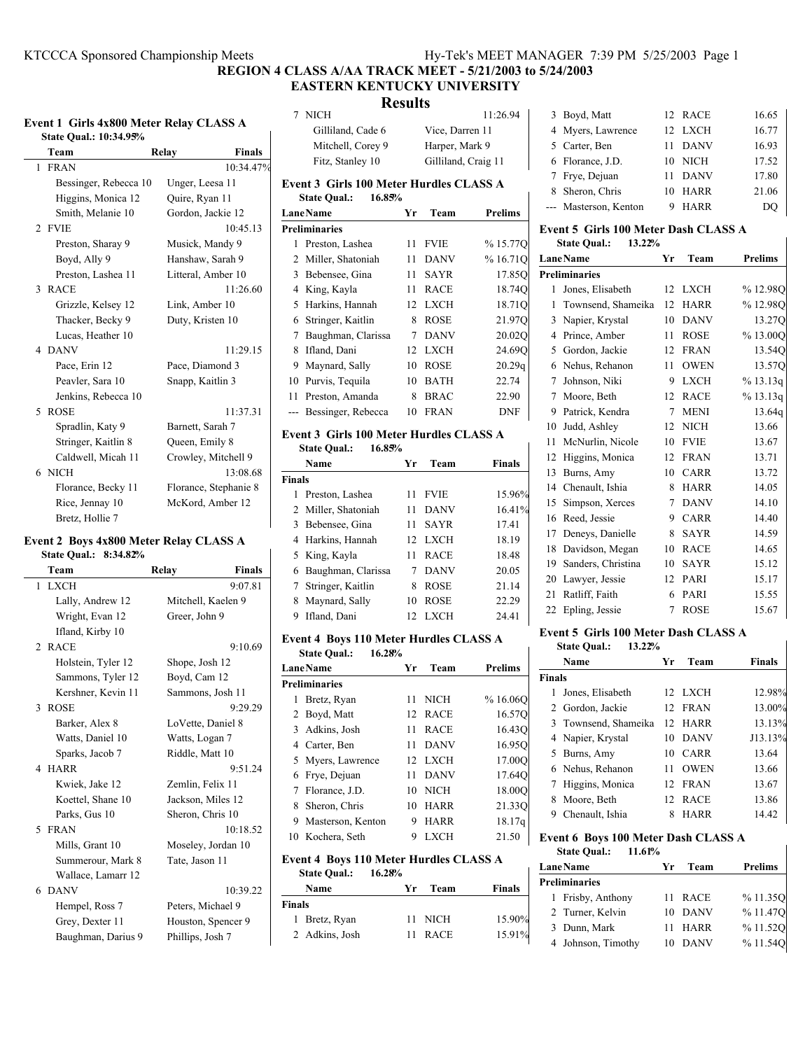# REGION 4 CLASS A/AA TRACK MEET - 5/21/2003 to 5/24/2003

## EASTERN KENTUCKY UNIVERSITY

## Results

### Event 1 Girls 4x800 Meter Relay CLASS A

State Qual.: 10:34.95%

| | Team | Relay | Finals |
|---|---|---|---|
| 1 | FRAN | | 10:34.47% |
| | Bessinger, Rebecca 10 | Unger, Leesa 11 | |
| | Higgins, Monica 12 | Quire, Ryan 11 | |
| | Smith, Melanie 10 | Gordon, Jackie 12 | |
| 2 | FVIE | | 10:45.13 |
| | Preston, Sharay 9 | Musick, Mandy 9 | |
| | Boyd, Ally 9 | Hanshaw, Sarah 9 | |
| | Preston, Lashea 11 | Litteral, Amber 10 | |
| 3 | RACE | | 11:26.60 |
| | Grizzle, Kelsey 12 | Link, Amber 10 | |
| | Thacker, Becky 9 | Duty, Kristen 10 | |
| | Lucas, Heather 10 | | |
| 4 | DANV | | 11:29.15 |
| | Pace, Erin 12 | Pace, Diamond 3 | |
| | Peavler, Sara 10 | Snapp, Kaitlin 3 | |
| | Jenkins, Rebecca 10 | | |
| 5 | ROSE | | 11:37.31 |
| | Spradlin, Katy 9 | Barnett, Sarah 7 | |
| | Stringer, Kaitlin 8 | Queen, Emily 8 | |
| | Caldwell, Micah 11 | Crowley, Mitchell 9 | |
| 6 | NICH | | 13:08.68 |
| | Florance, Becky 11 | Florance, Stephanie 8 | |
| | Rice, Jennay 10 | McKord, Amber 12 | |
| | Bretz, Hollie 7 | | |

### Event 2 Boys 4x800 Meter Relay CLASS A

State Qual.: 8:34.82%

| | Team | Relay | Finals |
|---|---|---|---|
| 1 | LXCH | | 9:07.81 |
| | Lally, Andrew 12 | Mitchell, Kaelen 9 | |
| | Wright, Evan 12 | Greer, John 9 | |
| | Ifland, Kirby 10 | | |
| 2 | RACE | | 9:10.69 |
| | Holstein, Tyler 12 | Shope, Josh 12 | |
| | Sammons, Tyler 12 | Boyd, Cam 12 | |
| | Kershner, Kevin 11 | Sammons, Josh 11 | |
| 3 | ROSE | | 9:29.29 |
| | Barker, Alex 8 | LoVette, Daniel 8 | |
| | Watts, Daniel 10 | Watts, Logan 7 | |
| | Sparks, Jacob 7 | Riddle, Matt 10 | |
| 4 | HARR | | 9:51.24 |
| | Kwiek, Jake 12 | Zemlin, Felix 11 | |
| | Koettel, Shane 10 | Jackson, Miles 12 | |
| | Parks, Gus 10 | Sheron, Chris 10 | |
| 5 | FRAN | | 10:18.52 |
| | Mills, Grant 10 | Moseley, Jordan 10 | |
| | Summerour, Mark 8 | Tate, Jason 11 | |
| | Wallace, Lamarr 12 | | |
| 6 | DANV | | 10:39.22 |
| | Hempel, Ross 7 | Peters, Michael 9 | |
| | Grey, Dexter 11 | Houston, Spencer 9 | |
| | Baughman, Darius 9 | Phillips, Josh 7 | |
| 7 | NICH | | 11:26.94 |
| | Gilliland, Cade 6 | Vice, Darren 11 | |
| | Mitchell, Corey 9 | Harper, Mark 9 | |
| | Fitz, Stanley 10 | Gilliland, Craig 11 | |

### Event 3 Girls 100 Meter Hurdles CLASS A

State Qual.: 16.85%

| Lane | Name | Yr | Team | Prelims |
|---|---|---|---|---|
| **Preliminaries** | | | | |
| 1 | Preston, Lashea | 11 | FVIE | % 15.77Q |
| 2 | Miller, Shatoniah | 11 | DANV | % 16.71Q |
| 3 | Bebensee, Gina | 11 | SAYR | 17.85Q |
| 4 | King, Kayla | 11 | RACE | 18.74Q |
| 5 | Harkins, Hannah | 12 | LXCH | 18.71Q |
| 6 | Stringer, Kaitlin | 8 | ROSE | 21.97Q |
| 7 | Baughman, Clarissa | 7 | DANV | 20.02Q |
| 8 | Ifland, Dani | 12 | LXCH | 24.69Q |
| 9 | Maynard, Sally | 10 | ROSE | 20.29q |
| 10 | Purvis, Tequila | 10 | BATH | 22.74 |
| 11 | Preston, Amanda | 8 | BRAC | 22.90 |
| --- | Bessinger, Rebecca | 10 | FRAN | DNF |

### Event 3 Girls 100 Meter Hurdles CLASS A

State Qual.: 16.85%

| | Name | Yr | Team | Finals |
|---|---|---|---|---|
| **Finals** | | | | |
| 1 | Preston, Lashea | 11 | FVIE | 15.96% |
| 2 | Miller, Shatoniah | 11 | DANV | 16.41% |
| 3 | Bebensee, Gina | 11 | SAYR | 17.41 |
| 4 | Harkins, Hannah | 12 | LXCH | 18.19 |
| 5 | King, Kayla | 11 | RACE | 18.48 |
| 6 | Baughman, Clarissa | 7 | DANV | 20.05 |
| 7 | Stringer, Kaitlin | 8 | ROSE | 21.14 |
| 8 | Maynard, Sally | 10 | ROSE | 22.29 |
| 9 | Ifland, Dani | 12 | LXCH | 24.41 |

### Event 4 Boys 110 Meter Hurdles CLASS A

State Qual.: 16.28%

| Lane | Name | Yr | Team | Prelims |
|---|---|---|---|---|
| **Preliminaries** | | | | |
| 1 | Bretz, Ryan | 11 | NICH | % 16.06Q |
| 2 | Boyd, Matt | 12 | RACE | 16.57Q |
| 3 | Adkins, Josh | 11 | RACE | 16.43Q |
| 4 | Carter, Ben | 11 | DANV | 16.95Q |
| 5 | Myers, Lawrence | 12 | LXCH | 17.00Q |
| 6 | Frye, Dejuan | 11 | DANV | 17.64Q |
| 7 | Florance, J.D. | 10 | NICH | 18.00Q |
| 8 | Sheron, Chris | 10 | HARR | 21.33Q |
| 9 | Masterson, Kenton | 9 | HARR | 18.17q |
| 10 | Kochera, Seth | 9 | LXCH | 21.50 |

### Event 4 Boys 110 Meter Hurdles CLASS A

State Qual.: 16.28%

| | Name | Yr | Team | Finals |
|---|---|---|---|---|
| **Finals** | | | | |
| 1 | Bretz, Ryan | 11 | NICH | 15.90% |
| 2 | Adkins, Josh | 11 | RACE | 15.91% |
| 3 | Boyd, Matt | 12 | RACE | 16.65 |
| 4 | Myers, Lawrence | 12 | LXCH | 16.77 |
| 5 | Carter, Ben | 11 | DANV | 16.93 |
| 6 | Florance, J.D. | 10 | NICH | 17.52 |
| 7 | Frye, Dejuan | 11 | DANV | 17.80 |
| 8 | Sheron, Chris | 10 | HARR | 21.06 |
| --- | Masterson, Kenton | 9 | HARR | DQ |

### Event 5 Girls 100 Meter Dash CLASS A

State Qual.: 13.22%

| Lane | Name | Yr | Team | Prelims |
|---|---|---|---|---|
| **Preliminaries** | | | | |
| 1 | Jones, Elisabeth | 12 | LXCH | % 12.98Q |
| 1 | Townsend, Shameika | 12 | HARR | % 12.98Q |
| 3 | Napier, Krystal | 10 | DANV | 13.27Q |
| 4 | Prince, Amber | 11 | ROSE | % 13.00Q |
| 5 | Gordon, Jackie | 12 | FRAN | 13.54Q |
| 6 | Nehus, Rehanon | 11 | OWEN | 13.57Q |
| 7 | Johnson, Niki | 9 | LXCH | % 13.13q |
| 7 | Moore, Beth | 12 | RACE | % 13.13q |
| 9 | Patrick, Kendra | 7 | MENI | 13.64q |
| 10 | Judd, Ashley | 12 | NICH | 13.66 |
| 11 | McNurlin, Nicole | 10 | FVIE | 13.67 |
| 12 | Higgins, Monica | 12 | FRAN | 13.71 |
| 13 | Burns, Amy | 10 | CARR | 13.72 |
| 14 | Chenault, Ishia | 8 | HARR | 14.05 |
| 15 | Simpson, Xerces | 7 | DANV | 14.10 |
| 16 | Reed, Jessie | 9 | CARR | 14.40 |
| 17 | Deneys, Danielle | 8 | SAYR | 14.59 |
| 18 | Davidson, Megan | 10 | RACE | 14.65 |
| 19 | Sanders, Christina | 10 | SAYR | 15.12 |
| 20 | Lawyer, Jessie | 12 | PARI | 15.17 |
| 21 | Ratliff, Faith | 6 | PARI | 15.55 |
| 22 | Epling, Jessie | 7 | ROSE | 15.67 |

### Event 5 Girls 100 Meter Dash CLASS A

State Qual.: 13.22%

| | Name | Yr | Team | Finals |
|---|---|---|---|---|
| **Finals** | | | | |
| 1 | Jones, Elisabeth | 12 | LXCH | 12.98% |
| 2 | Gordon, Jackie | 12 | FRAN | 13.00% |
| 3 | Townsend, Shameika | 12 | HARR | 13.13% |
| 4 | Napier, Krystal | 10 | DANV | J13.13% |
| 5 | Burns, Amy | 10 | CARR | 13.64 |
| 6 | Nehus, Rehanon | 11 | OWEN | 13.66 |
| 7 | Higgins, Monica | 12 | FRAN | 13.67 |
| 8 | Moore, Beth | 12 | RACE | 13.86 |
| 9 | Chenault, Ishia | 8 | HARR | 14.42 |

### Event 6 Boys 100 Meter Dash CLASS A

State Qual.: 11.61%

| Lane | Name | Yr | Team | Prelims |
|---|---|---|---|---|
| **Preliminaries** | | | | |
| 1 | Frisby, Anthony | 11 | RACE | % 11.35Q |
| 2 | Turner, Kelvin | 10 | DANV | % 11.47Q |
| 3 | Dunn, Mark | 11 | HARR | % 11.52Q |
| 4 | Johnson, Timothy | 10 | DANV | % 11.54Q |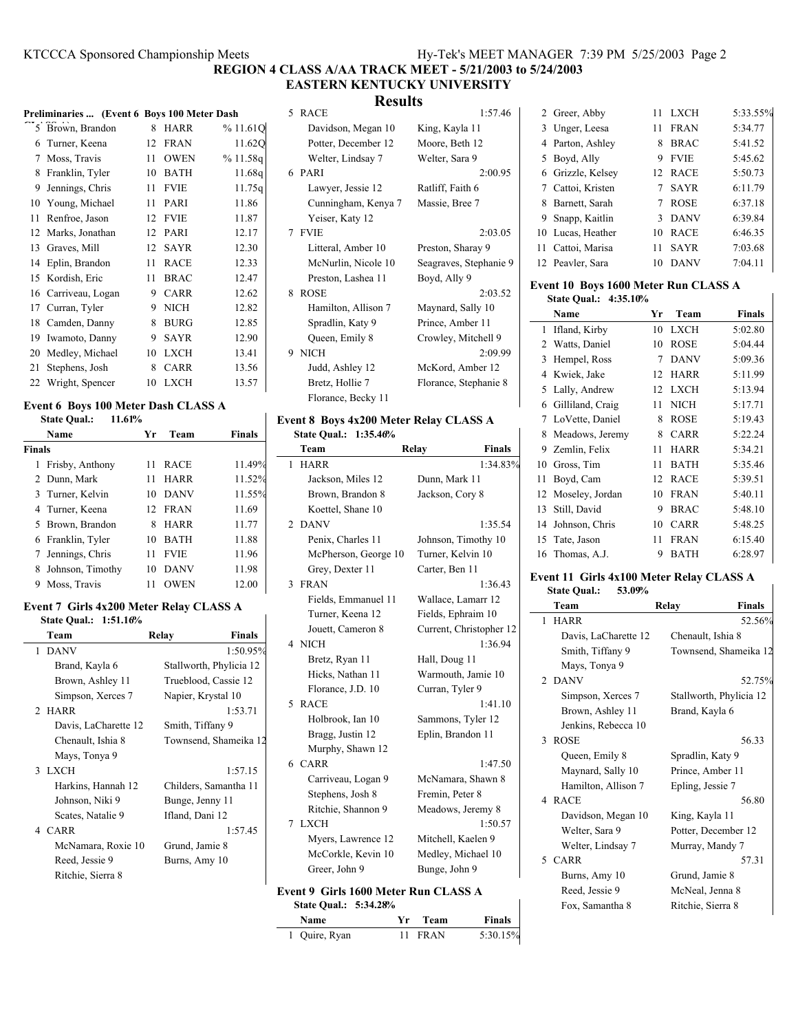# REGION 4 CLASS A/AA TRACK MEET - 5/21/2003 to 5/24/2003
## EASTERN KENTUCKY UNIVERSITY
## Results

**Preliminaries ... (Event 6 Boys 100 Meter Dash**

| | Name | Yr | Team | Prelims |
|---|---|---|---|---|
| 5 | Brown, Brandon | 8 | HARR | % 11.61Q |
| 6 | Turner, Keena | 12 | FRAN | 11.62Q |
| 7 | Moss, Travis | 11 | OWEN | % 11.58q |
| 8 | Franklin, Tyler | 10 | BATH | 11.68q |
| 9 | Jennings, Chris | 11 | FVIE | 11.75q |
| 10 | Young, Michael | 11 | PARI | 11.86 |
| 11 | Renfroe, Jason | 12 | FVIE | 11.87 |
| 12 | Marks, Jonathan | 12 | PARI | 12.17 |
| 13 | Graves, Mill | 12 | SAYR | 12.30 |
| 14 | Eplin, Brandon | 11 | RACE | 12.33 |
| 15 | Kordish, Eric | 11 | BRAC | 12.47 |
| 16 | Carriveau, Logan | 9 | CARR | 12.62 |
| 17 | Curran, Tyler | 9 | NICH | 12.82 |
| 18 | Camden, Danny | 8 | BURG | 12.85 |
| 19 | Iwamoto, Danny | 9 | SAYR | 12.90 |
| 20 | Medley, Michael | 10 | LXCH | 13.41 |
| 21 | Stephens, Josh | 8 | CARR | 13.56 |
| 22 | Wright, Spencer | 10 | LXCH | 13.57 |

### Event 6 Boys 100 Meter Dash CLASS A

State Qual.: 11.61%

| | Name | Yr | Team | Finals |
|---|---|---|---|---|
| **Finals** | | | | |
| 1 | Frisby, Anthony | 11 | RACE | 11.49% |
| 2 | Dunn, Mark | 11 | HARR | 11.52% |
| 3 | Turner, Kelvin | 10 | DANV | 11.55% |
| 4 | Turner, Keena | 12 | FRAN | 11.69 |
| 5 | Brown, Brandon | 8 | HARR | 11.77 |
| 6 | Franklin, Tyler | 10 | BATH | 11.88 |
| 7 | Jennings, Chris | 11 | FVIE | 11.96 |
| 8 | Johnson, Timothy | 10 | DANV | 11.98 |
| 9 | Moss, Travis | 11 | OWEN | 12.00 |

### Event 7 Girls 4x200 Meter Relay CLASS A

State Qual.: 1:51.16%

| | Team | Relay | Finals |
|---|---|---|---|
| 1 | DANV | | 1:50.95% |
| | Brand, Kayla 6 | Stallworth, Phylicia 12 | |
| | Brown, Ashley 11 | Trueblood, Cassie 12 | |
| | Simpson, Xerces 7 | Napier, Krystal 10 | |
| 2 | HARR | | 1:53.71 |
| | Davis, LaCharette 12 | Smith, Tiffany 9 | |
| | Chenault, Ishia 8 | Townsend, Shameika 12 | |
| | Mays, Tonya 9 | | |
| 3 | LXCH | | 1:57.15 |
| | Harkins, Hannah 12 | Childers, Samantha 11 | |
| | Johnson, Niki 9 | Bunge, Jenny 11 | |
| | Scates, Natalie 9 | Ifland, Dani 12 | |
| 4 | CARR | | 1:57.45 |
| | McNamara, Roxie 10 | Grund, Jamie 8 | |
| | Reed, Jessie 9 | Burns, Amy 10 | |
| | Ritchie, Sierra 8 | | |
| 5 | RACE | | 1:57.46 |
| | Davidson, Megan 10 | King, Kayla 11 | |
| | Potter, December 12 | Moore, Beth 12 | |
| | Welter, Lindsay 7 | Welter, Sara 9 | |
| 6 | PARI | | 2:00.95 |
| | Lawyer, Jessie 12 | Ratliff, Faith 6 | |
| | Cunningham, Kenya 7 | Massie, Bree 7 | |
| | Yeiser, Katy 12 | | |
| 7 | FVIE | | 2:03.05 |
| | Litteral, Amber 10 | Preston, Sharay 9 | |
| | McNurlin, Nicole 10 | Seagraves, Stephanie 9 | |
| | Preston, Lashea 11 | Boyd, Ally 9 | |
| 8 | ROSE | | 2:03.52 |
| | Hamilton, Allison 7 | Maynard, Sally 10 | |
| | Spradlin, Katy 9 | Prince, Amber 11 | |
| | Queen, Emily 8 | Crowley, Mitchell 9 | |
| 9 | NICH | | 2:09.99 |
| | Judd, Ashley 12 | McKord, Amber 12 | |
| | Bretz, Hollie 7 | Florance, Stephanie 8 | |
| | Florance, Becky 11 | | |

### Event 8 Boys 4x200 Meter Relay CLASS A

State Qual.: 1:35.46%

| | Team | Relay | Finals |
|---|---|---|---|
| 1 | HARR | | 1:34.83% |
| | Jackson, Miles 12 | Dunn, Mark 11 | |
| | Brown, Brandon 8 | Jackson, Cory 8 | |
| | Koettel, Shane 10 | | |
| 2 | DANV | | 1:35.54 |
| | Penix, Charles 11 | Johnson, Timothy 10 | |
| | McPherson, George 10 | Turner, Kelvin 10 | |
| | Grey, Dexter 11 | Carter, Ben 11 | |
| 3 | FRAN | | 1:36.43 |
| | Fields, Emmanuel 11 | Wallace, Lamarr 12 | |
| | Turner, Keena 12 | Fields, Ephraim 10 | |
| | Jouett, Cameron 8 | Current, Christopher 12 | |
| 4 | NICH | | 1:36.94 |
| | Bretz, Ryan 11 | Hall, Doug 11 | |
| | Hicks, Nathan 11 | Warmouth, Jamie 10 | |
| | Florance, J.D. 10 | Curran, Tyler 9 | |
| 5 | RACE | | 1:41.10 |
| | Holbrook, Ian 10 | Sammons, Tyler 12 | |
| | Bragg, Justin 12 | Eplin, Brandon 11 | |
| | Murphy, Shawn 12 | | |
| 6 | CARR | | 1:47.50 |
| | Carriveau, Logan 9 | McNamara, Shawn 8 | |
| | Stephens, Josh 8 | Fremin, Peter 8 | |
| | Ritchie, Shannon 9 | Meadows, Jeremy 8 | |
| 7 | LXCH | | 1:50.57 |
| | Myers, Lawrence 12 | Mitchell, Kaelen 9 | |
| | McCorkle, Kevin 10 | Medley, Michael 10 | |
| | Greer, John 9 | Bunge, John 9 | |

### Event 9 Girls 1600 Meter Run CLASS A

State Qual.: 5:34.28%

| | Name | Yr | Team | Finals |
|---|---|---|---|---|
| 1 | Quire, Ryan | 11 | FRAN | 5:30.15% |
| 2 | Greer, Abby | 11 | LXCH | 5:33.55% |
| 3 | Unger, Leesa | 11 | FRAN | 5:34.77 |
| 4 | Parton, Ashley | 8 | BRAC | 5:41.52 |
| 5 | Boyd, Ally | 9 | FVIE | 5:45.62 |
| 6 | Grizzle, Kelsey | 12 | RACE | 5:50.73 |
| 7 | Cattoi, Kristen | 7 | SAYR | 6:11.79 |
| 8 | Barnett, Sarah | 7 | ROSE | 6:37.18 |
| 9 | Snapp, Kaitlin | 3 | DANV | 6:39.84 |
| 10 | Lucas, Heather | 10 | RACE | 6:46.35 |
| 11 | Cattoi, Marisa | 11 | SAYR | 7:03.68 |
| 12 | Peavler, Sara | 10 | DANV | 7:04.11 |

### Event 10 Boys 1600 Meter Run CLASS A

State Qual.: 4:35.10%

| | Name | Yr | Team | Finals |
|---|---|---|---|---|
| 1 | Ifland, Kirby | 10 | LXCH | 5:02.80 |
| 2 | Watts, Daniel | 10 | ROSE | 5:04.44 |
| 3 | Hempel, Ross | 7 | DANV | 5:09.36 |
| 4 | Kwiek, Jake | 12 | HARR | 5:11.99 |
| 5 | Lally, Andrew | 12 | LXCH | 5:13.94 |
| 6 | Gilliland, Craig | 11 | NICH | 5:17.71 |
| 7 | LoVette, Daniel | 8 | ROSE | 5:19.43 |
| 8 | Meadows, Jeremy | 8 | CARR | 5:22.24 |
| 9 | Zemlin, Felix | 11 | HARR | 5:34.21 |
| 10 | Gross, Tim | 11 | BATH | 5:35.46 |
| 11 | Boyd, Cam | 12 | RACE | 5:39.51 |
| 12 | Moseley, Jordan | 10 | FRAN | 5:40.11 |
| 13 | Still, David | 9 | BRAC | 5:48.10 |
| 14 | Johnson, Chris | 10 | CARR | 5:48.25 |
| 15 | Tate, Jason | 11 | FRAN | 6:15.40 |
| 16 | Thomas, A.J. | 9 | BATH | 6:28.97 |

### Event 11 Girls 4x100 Meter Relay CLASS A

State Qual.: 53.09%

| | Team | Relay | Finals |
|---|---|---|---|
| 1 | HARR | | 52.56% |
| | Davis, LaCharette 12 | Chenault, Ishia 8 | |
| | Smith, Tiffany 9 | Townsend, Shameika 12 | |
| | Mays, Tonya 9 | | |
| 2 | DANV | | 52.75% |
| | Simpson, Xerces 7 | Stallworth, Phylicia 12 | |
| | Brown, Ashley 11 | Brand, Kayla 6 | |
| | Jenkins, Rebecca 10 | | |
| 3 | ROSE | | 56.33 |
| | Queen, Emily 8 | Spradlin, Katy 9 | |
| | Maynard, Sally 10 | Prince, Amber 11 | |
| | Hamilton, Allison 7 | Epling, Jessie 7 | |
| 4 | RACE | | 56.80 |
| | Davidson, Megan 10 | King, Kayla 11 | |
| | Welter, Sara 9 | Potter, December 12 | |
| | Welter, Lindsay 7 | Murray, Mandy 7 | |
| 5 | CARR | | 57.31 |
| | Burns, Amy 10 | Grund, Jamie 8 | |
| | Reed, Jessie 9 | McNeal, Jenna 8 | |
| | Fox, Samantha 8 | Ritchie, Sierra 8 | |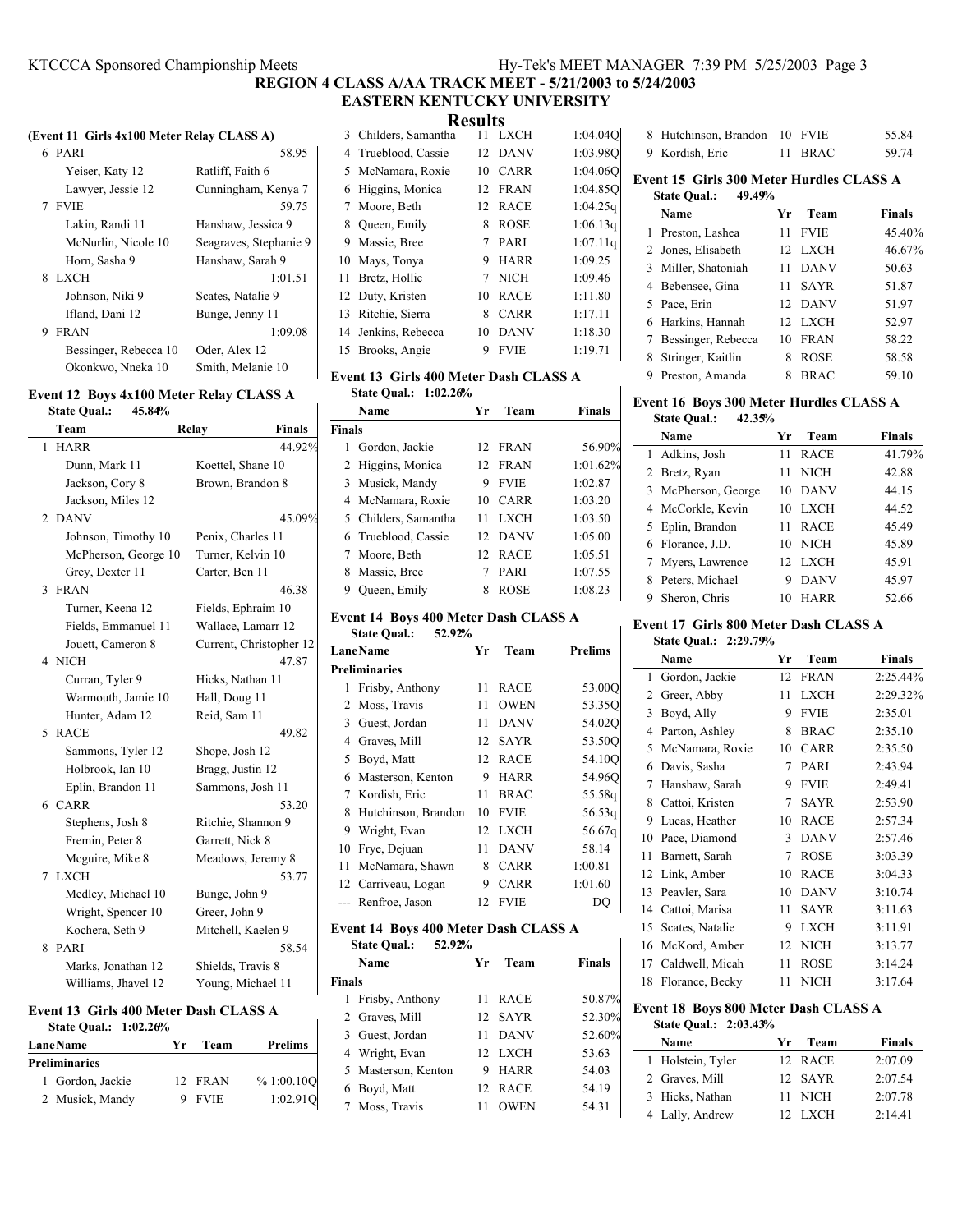**REGION 4 CLASS A/AA TRACK MEET - 5/21/2003 to 5/24/2003**

**EASTERN KENTUCKY UNIVERSITY**

## Results

### (Event 11 Girls 4x100 Meter Relay CLASS A)

| | Team | Relay | Finals |
|---|---|---|---|
| 6 | PARI | | 58.95 |
| | Yeiser, Katy 12 | Ratliff, Faith 6 | |
| | Lawyer, Jessie 12 | Cunningham, Kenya 7 | |
| 7 | FVIE | | 59.75 |
| | Lakin, Randi 11 | Hanshaw, Jessica 9 | |
| | McNurlin, Nicole 10 | Seagraves, Stephanie 9 | |
| | Horn, Sasha 9 | Hanshaw, Sarah 9 | |
| 8 | LXCH | | 1:01.51 |
| | Johnson, Niki 9 | Scates, Natalie 9 | |
| | Ifland, Dani 12 | Bunge, Jenny 11 | |
| 9 | FRAN | | 1:09.08 |
| | Bessinger, Rebecca 10 | Oder, Alex 12 | |
| | Okonkwo, Nneka 10 | Smith, Melanie 10 | |

### Event 12 Boys 4x100 Meter Relay CLASS A

State Qual.: 45.84%

| | Team | Relay | Finals |
|---|---|---|---|
| 1 | HARR | | 44.92% |
| | Dunn, Mark 11 | Koettel, Shane 10 | |
| | Jackson, Cory 8 | Brown, Brandon 8 | |
| | Jackson, Miles 12 | | |
| 2 | DANV | | 45.09% |
| | Johnson, Timothy 10 | Penix, Charles 11 | |
| | McPherson, George 10 | Turner, Kelvin 10 | |
| | Grey, Dexter 11 | Carter, Ben 11 | |
| 3 | FRAN | | 46.38 |
| | Turner, Keena 12 | Fields, Ephraim 10 | |
| | Fields, Emmanuel 11 | Wallace, Lamarr 12 | |
| | Jouett, Cameron 8 | Current, Christopher 12 | |
| 4 | NICH | | 47.87 |
| | Curran, Tyler 9 | Hicks, Nathan 11 | |
| | Warmouth, Jamie 10 | Hall, Doug 11 | |
| | Hunter, Adam 12 | Reid, Sam 11 | |
| 5 | RACE | | 49.82 |
| | Sammons, Tyler 12 | Shope, Josh 12 | |
| | Holbrook, Ian 10 | Bragg, Justin 12 | |
| | Eplin, Brandon 11 | Sammons, Josh 11 | |
| 6 | CARR | | 53.20 |
| | Stephens, Josh 8 | Ritchie, Shannon 9 | |
| | Fremin, Peter 8 | Garrett, Nick 8 | |
| | Mcguire, Mike 8 | Meadows, Jeremy 8 | |
| 7 | LXCH | | 53.77 |
| | Medley, Michael 10 | Bunge, John 9 | |
| | Wright, Spencer 10 | Greer, John 9 | |
| | Kochera, Seth 9 | Mitchell, Kaelen 9 | |
| 8 | PARI | | 58.54 |
| | Marks, Jonathan 12 | Shields, Travis 8 | |
| | Williams, Jhavel 12 | Young, Michael 11 | |

### Event 13 Girls 400 Meter Dash CLASS A

State Qual.: 1:02.26%

| Lane | Name | Yr | Team | Prelims |
|---|---|---|---|---|
| **Preliminaries** | | | | |
| 1 | Gordon, Jackie | 12 | FRAN | % 1:00.10Q |
| 2 | Musick, Mandy | 9 | FVIE | 1:02.91Q |
| 3 | Childers, Samantha | 11 | LXCH | 1:04.04Q |
| 4 | Trueblood, Cassie | 12 | DANV | 1:03.98Q |
| 5 | McNamara, Roxie | 10 | CARR | 1:04.06Q |
| 6 | Higgins, Monica | 12 | FRAN | 1:04.85Q |
| 7 | Moore, Beth | 12 | RACE | 1:04.25q |
| 8 | Queen, Emily | 8 | ROSE | 1:06.13q |
| 9 | Massie, Bree | 7 | PARI | 1:07.11q |
| 10 | Mays, Tonya | 9 | HARR | 1:09.25 |
| 11 | Bretz, Hollie | 7 | NICH | 1:09.46 |
| 12 | Duty, Kristen | 10 | RACE | 1:11.80 |
| 13 | Ritchie, Sierra | 8 | CARR | 1:17.11 |
| 14 | Jenkins, Rebecca | 10 | DANV | 1:18.30 |
| 15 | Brooks, Angie | 9 | FVIE | 1:19.71 |

### Event 13 Girls 400 Meter Dash CLASS A

State Qual.: 1:02.26%

| | Name | Yr | Team | Finals |
|---|---|---|---|---|
| **Finals** | | | | |
| 1 | Gordon, Jackie | 12 | FRAN | 56.90% |
| 2 | Higgins, Monica | 12 | FRAN | 1:01.62% |
| 3 | Musick, Mandy | 9 | FVIE | 1:02.87 |
| 4 | McNamara, Roxie | 10 | CARR | 1:03.20 |
| 5 | Childers, Samantha | 11 | LXCH | 1:03.50 |
| 6 | Trueblood, Cassie | 12 | DANV | 1:05.00 |
| 7 | Moore, Beth | 12 | RACE | 1:05.51 |
| 8 | Massie, Bree | 7 | PARI | 1:07.55 |
| 9 | Queen, Emily | 8 | ROSE | 1:08.23 |

### Event 14 Boys 400 Meter Dash CLASS A

State Qual.: 52.92%

| Lane | Name | Yr | Team | Prelims |
|---|---|---|---|---|
| **Preliminaries** | | | | |
| 1 | Frisby, Anthony | 11 | RACE | 53.00Q |
| 2 | Moss, Travis | 11 | OWEN | 53.35Q |
| 3 | Guest, Jordan | 11 | DANV | 54.02Q |
| 4 | Graves, Mill | 12 | SAYR | 53.50Q |
| 5 | Boyd, Matt | 12 | RACE | 54.10Q |
| 6 | Masterson, Kenton | 9 | HARR | 54.96Q |
| 7 | Kordish, Eric | 11 | BRAC | 55.58q |
| 8 | Hutchinson, Brandon | 10 | FVIE | 56.53q |
| 9 | Wright, Evan | 12 | LXCH | 56.67q |
| 10 | Frye, Dejuan | 11 | DANV | 58.14 |
| 11 | McNamara, Shawn | 8 | CARR | 1:00.81 |
| 12 | Carriveau, Logan | 9 | CARR | 1:01.60 |
| --- | Renfroe, Jason | 12 | FVIE | DQ |

### Event 14 Boys 400 Meter Dash CLASS A

State Qual.: 52.92%

| | Name | Yr | Team | Finals |
|---|---|---|---|---|
| **Finals** | | | | |
| 1 | Frisby, Anthony | 11 | RACE | 50.87% |
| 2 | Graves, Mill | 12 | SAYR | 52.30% |
| 3 | Guest, Jordan | 11 | DANV | 52.60% |
| 4 | Wright, Evan | 12 | LXCH | 53.63 |
| 5 | Masterson, Kenton | 9 | HARR | 54.03 |
| 6 | Boyd, Matt | 12 | RACE | 54.19 |
| 7 | Moss, Travis | 11 | OWEN | 54.31 |
| 8 | Hutchinson, Brandon | 10 | FVIE | 55.84 |
| 9 | Kordish, Eric | 11 | BRAC | 59.74 |

### Event 15 Girls 300 Meter Hurdles CLASS A

State Qual.: 49.49%

| | Name | Yr | Team | Finals |
|---|---|---|---|---|
| 1 | Preston, Lashea | 11 | FVIE | 45.40% |
| 2 | Jones, Elisabeth | 12 | LXCH | 46.67% |
| 3 | Miller, Shatoniah | 11 | DANV | 50.63 |
| 4 | Bebensee, Gina | 11 | SAYR | 51.87 |
| 5 | Pace, Erin | 12 | DANV | 51.97 |
| 6 | Harkins, Hannah | 12 | LXCH | 52.97 |
| 7 | Bessinger, Rebecca | 10 | FRAN | 58.22 |
| 8 | Stringer, Kaitlin | 8 | ROSE | 58.58 |
| 9 | Preston, Amanda | 8 | BRAC | 59.10 |

### Event 16 Boys 300 Meter Hurdles CLASS A

State Qual.: 42.35%

| | Name | Yr | Team | Finals |
|---|---|---|---|---|
| 1 | Adkins, Josh | 11 | RACE | 41.79% |
| 2 | Bretz, Ryan | 11 | NICH | 42.88 |
| 3 | McPherson, George | 10 | DANV | 44.15 |
| 4 | McCorkle, Kevin | 10 | LXCH | 44.52 |
| 5 | Eplin, Brandon | 11 | RACE | 45.49 |
| 6 | Florance, J.D. | 10 | NICH | 45.89 |
| 7 | Myers, Lawrence | 12 | LXCH | 45.91 |
| 8 | Peters, Michael | 9 | DANV | 45.97 |
| 9 | Sheron, Chris | 10 | HARR | 52.66 |

### Event 17 Girls 800 Meter Dash CLASS A

State Qual.: 2:29.79%

| | Name | Yr | Team | Finals |
|---|---|---|---|---|
| 1 | Gordon, Jackie | 12 | FRAN | 2:25.44% |
| 2 | Greer, Abby | 11 | LXCH | 2:29.32% |
| 3 | Boyd, Ally | 9 | FVIE | 2:35.01 |
| 4 | Parton, Ashley | 8 | BRAC | 2:35.10 |
| 5 | McNamara, Roxie | 10 | CARR | 2:35.50 |
| 6 | Davis, Sasha | 7 | PARI | 2:43.94 |
| 7 | Hanshaw, Sarah | 9 | FVIE | 2:49.41 |
| 8 | Cattoi, Kristen | 7 | SAYR | 2:53.90 |
| 9 | Lucas, Heather | 10 | RACE | 2:57.34 |
| 10 | Pace, Diamond | 3 | DANV | 2:57.46 |
| 11 | Barnett, Sarah | 7 | ROSE | 3:03.39 |
| 12 | Link, Amber | 10 | RACE | 3:04.33 |
| 13 | Peavler, Sara | 10 | DANV | 3:10.74 |
| 14 | Cattoi, Marisa | 11 | SAYR | 3:11.63 |
| 15 | Scates, Natalie | 9 | LXCH | 3:11.91 |
| 16 | McKord, Amber | 12 | NICH | 3:13.77 |
| 17 | Caldwell, Micah | 11 | ROSE | 3:14.24 |
| 18 | Florance, Becky | 11 | NICH | 3:17.64 |

### Event 18 Boys 800 Meter Dash CLASS A

State Qual.: 2:03.43%

| | Name | Yr | Team | Finals |
|---|---|---|---|---|
| 1 | Holstein, Tyler | 12 | RACE | 2:07.09 |
| 2 | Graves, Mill | 12 | SAYR | 2:07.54 |
| 3 | Hicks, Nathan | 11 | NICH | 2:07.78 |
| 4 | Lally, Andrew | 12 | LXCH | 2:14.41 |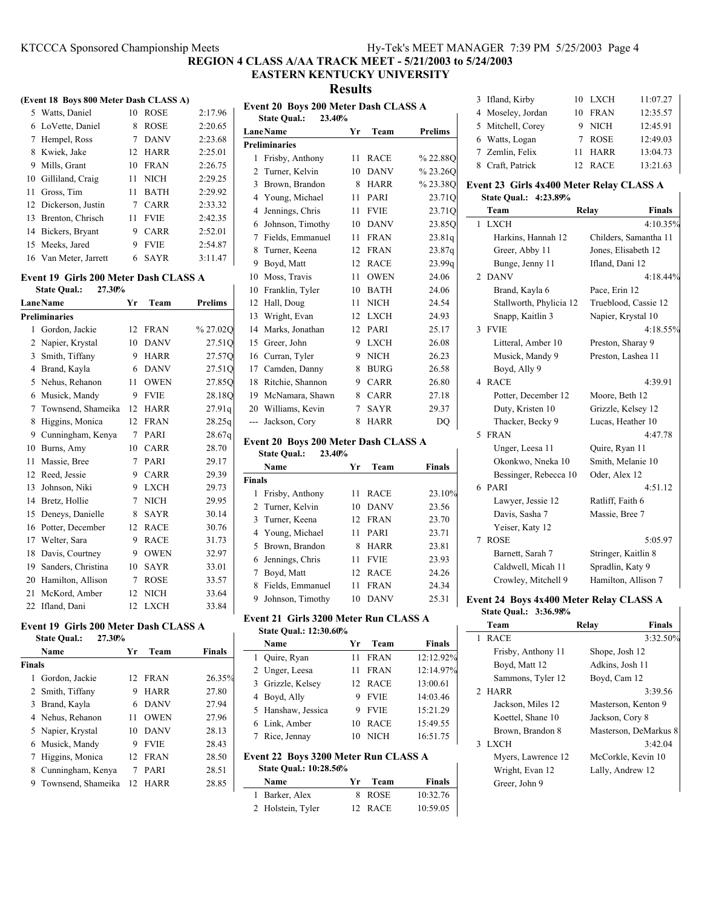# REGION 4 CLASS A/AA TRACK MEET - 5/21/2003 to 5/24/2003
## EASTERN KENTUCKY UNIVERSITY
## Results

### (Event 18 Boys 800 Meter Dash CLASS A)

| | Name | Yr | Team | Finals |
|---|---|---|---|---|
| 5 | Watts, Daniel | 10 | ROSE | 2:17.96 |
| 6 | LoVette, Daniel | 8 | ROSE | 2:20.65 |
| 7 | Hempel, Ross | 7 | DANV | 2:23.68 |
| 8 | Kwiek, Jake | 12 | HARR | 2:25.01 |
| 9 | Mills, Grant | 10 | FRAN | 2:26.75 |
| 10 | Gilliland, Craig | 11 | NICH | 2:29.25 |
| 11 | Gross, Tim | 11 | BATH | 2:29.92 |
| 12 | Dickerson, Justin | 7 | CARR | 2:33.32 |
| 13 | Brenton, Chrisch | 11 | FVIE | 2:42.35 |
| 14 | Bickers, Bryant | 9 | CARR | 2:52.01 |
| 15 | Meeks, Jared | 9 | FVIE | 2:54.87 |
| 16 | Van Meter, Jarrett | 6 | SAYR | 3:11.47 |

### Event 19 Girls 200 Meter Dash CLASS A

State Qual.: 27.30%

| Lane | Name | Yr | Team | Prelims |
|---|---|---|---|---|
| **Preliminaries** | | | | |
| 1 | Gordon, Jackie | 12 | FRAN | % 27.02Q |
| 2 | Napier, Krystal | 10 | DANV | 27.51Q |
| 3 | Smith, Tiffany | 9 | HARR | 27.57Q |
| 4 | Brand, Kayla | 6 | DANV | 27.51Q |
| 5 | Nehus, Rehanon | 11 | OWEN | 27.85Q |
| 6 | Musick, Mandy | 9 | FVIE | 28.18Q |
| 7 | Townsend, Shameika | 12 | HARR | 27.91q |
| 8 | Higgins, Monica | 12 | FRAN | 28.25q |
| 9 | Cunningham, Kenya | 7 | PARI | 28.67q |
| 10 | Burns, Amy | 10 | CARR | 28.70 |
| 11 | Massie, Bree | 7 | PARI | 29.17 |
| 12 | Reed, Jessie | 9 | CARR | 29.39 |
| 13 | Johnson, Niki | 9 | LXCH | 29.73 |
| 14 | Bretz, Hollie | 7 | NICH | 29.95 |
| 15 | Deneys, Danielle | 8 | SAYR | 30.14 |
| 16 | Potter, December | 12 | RACE | 30.76 |
| 17 | Welter, Sara | 9 | RACE | 31.73 |
| 18 | Davis, Courtney | 9 | OWEN | 32.97 |
| 19 | Sanders, Christina | 10 | SAYR | 33.01 |
| 20 | Hamilton, Allison | 7 | ROSE | 33.57 |
| 21 | McKord, Amber | 12 | NICH | 33.64 |
| 22 | Ifland, Dani | 12 | LXCH | 33.84 |

### Event 19 Girls 200 Meter Dash CLASS A

State Qual.: 27.30%

| | Name | Yr | Team | Finals |
|---|---|---|---|---|
| **Finals** | | | | |
| 1 | Gordon, Jackie | 12 | FRAN | 26.35% |
| 2 | Smith, Tiffany | 9 | HARR | 27.80 |
| 3 | Brand, Kayla | 6 | DANV | 27.94 |
| 4 | Nehus, Rehanon | 11 | OWEN | 27.96 |
| 5 | Napier, Krystal | 10 | DANV | 28.13 |
| 6 | Musick, Mandy | 9 | FVIE | 28.43 |
| 7 | Higgins, Monica | 12 | FRAN | 28.50 |
| 8 | Cunningham, Kenya | 7 | PARI | 28.51 |
| 9 | Townsend, Shameika | 12 | HARR | 28.85 |

### Event 20 Boys 200 Meter Dash CLASS A

State Qual.: 23.40%

| Lane | Name | Yr | Team | Prelims |
|---|---|---|---|---|
| **Preliminaries** | | | | |
| 1 | Frisby, Anthony | 11 | RACE | % 22.88Q |
| 2 | Turner, Kelvin | 10 | DANV | % 23.26Q |
| 3 | Brown, Brandon | 8 | HARR | % 23.38Q |
| 4 | Young, Michael | 11 | PARI | 23.71Q |
| 4 | Jennings, Chris | 11 | FVIE | 23.71Q |
| 6 | Johnson, Timothy | 10 | DANV | 23.85Q |
| 7 | Fields, Emmanuel | 11 | FRAN | 23.81q |
| 8 | Turner, Keena | 12 | FRAN | 23.87q |
| 9 | Boyd, Matt | 12 | RACE | 23.99q |
| 10 | Moss, Travis | 11 | OWEN | 24.06 |
| 10 | Franklin, Tyler | 10 | BATH | 24.06 |
| 12 | Hall, Doug | 11 | NICH | 24.54 |
| 13 | Wright, Evan | 12 | LXCH | 24.93 |
| 14 | Marks, Jonathan | 12 | PARI | 25.17 |
| 15 | Greer, John | 9 | LXCH | 26.08 |
| 16 | Curran, Tyler | 9 | NICH | 26.23 |
| 17 | Camden, Danny | 8 | BURG | 26.58 |
| 18 | Ritchie, Shannon | 9 | CARR | 26.80 |
| 19 | McNamara, Shawn | 8 | CARR | 27.18 |
| 20 | Williams, Kevin | 7 | SAYR | 29.37 |
| --- | Jackson, Cory | 8 | HARR | DQ |

### Event 20 Boys 200 Meter Dash CLASS A

State Qual.: 23.40%

| | Name | Yr | Team | Finals |
|---|---|---|---|---|
| **Finals** | | | | |
| 1 | Frisby, Anthony | 11 | RACE | 23.10% |
| 2 | Turner, Kelvin | 10 | DANV | 23.56 |
| 3 | Turner, Keena | 12 | FRAN | 23.70 |
| 4 | Young, Michael | 11 | PARI | 23.71 |
| 5 | Brown, Brandon | 8 | HARR | 23.81 |
| 6 | Jennings, Chris | 11 | FVIE | 23.93 |
| 7 | Boyd, Matt | 12 | RACE | 24.26 |
| 8 | Fields, Emmanuel | 11 | FRAN | 24.34 |
| 9 | Johnson, Timothy | 10 | DANV | 25.31 |

### Event 21 Girls 3200 Meter Run CLASS A

State Qual.: 12:30.60%

| | Name | Yr | Team | Finals |
|---|---|---|---|---|
| 1 | Quire, Ryan | 11 | FRAN | 12:12.92% |
| 2 | Unger, Leesa | 11 | FRAN | 12:14.97% |
| 3 | Grizzle, Kelsey | 12 | RACE | 13:00.61 |
| 4 | Boyd, Ally | 9 | FVIE | 14:03.46 |
| 5 | Hanshaw, Jessica | 9 | FVIE | 15:21.29 |
| 6 | Link, Amber | 10 | RACE | 15:49.55 |
| 7 | Rice, Jennay | 10 | NICH | 16:51.75 |

### Event 22 Boys 3200 Meter Run CLASS A

State Qual.: 10:28.56%

| | Name | Yr | Team | Finals |
|---|---|---|---|---|
| 1 | Barker, Alex | 8 | ROSE | 10:32.76 |
| 2 | Holstein, Tyler | 12 | RACE | 10:59.05 |
| 3 | Ifland, Kirby | 10 | LXCH | 11:07.27 |
| 4 | Moseley, Jordan | 10 | FRAN | 12:35.57 |
| 5 | Mitchell, Corey | 9 | NICH | 12:45.91 |
| 6 | Watts, Logan | 7 | ROSE | 12:49.03 |
| 7 | Zemlin, Felix | 11 | HARR | 13:04.73 |
| 8 | Craft, Patrick | 12 | RACE | 13:21.63 |

### Event 23 Girls 4x400 Meter Relay CLASS A

State Qual.: 4:23.89%

| | Team | Relay | Finals |
|---|---|---|---|
| 1 | LXCH | | 4:10.35% |
| | Harkins, Hannah 12 | Childers, Samantha 11 | |
| | Greer, Abby 11 | Jones, Elisabeth 12 | |
| | Bunge, Jenny 11 | Ifland, Dani 12 | |
| 2 | DANV | | 4:18.44% |
| | Brand, Kayla 6 | Pace, Erin 12 | |
| | Stallworth, Phylicia 12 | Trueblood, Cassie 12 | |
| | Snapp, Kaitlin 3 | Napier, Krystal 10 | |
| 3 | FVIE | | 4:18.55% |
| | Litteral, Amber 10 | Preston, Sharay 9 | |
| | Musick, Mandy 9 | Preston, Lashea 11 | |
| | Boyd, Ally 9 | | |
| 4 | RACE | | 4:39.91 |
| | Potter, December 12 | Moore, Beth 12 | |
| | Duty, Kristen 10 | Grizzle, Kelsey 12 | |
| | Thacker, Becky 9 | Lucas, Heather 10 | |
| 5 | FRAN | | 4:47.78 |
| | Unger, Leesa 11 | Quire, Ryan 11 | |
| | Okonkwo, Nneka 10 | Smith, Melanie 10 | |
| | Bessinger, Rebecca 10 | Oder, Alex 12 | |
| 6 | PARI | | 4:51.12 |
| | Lawyer, Jessie 12 | Ratliff, Faith 6 | |
| | Davis, Sasha 7 | Massie, Bree 7 | |
| | Yeiser, Katy 12 | | |
| 7 | ROSE | | 5:05.97 |
| | Barnett, Sarah 7 | Stringer, Kaitlin 8 | |
| | Caldwell, Micah 11 | Spradlin, Katy 9 | |
| | Crowley, Mitchell 9 | Hamilton, Allison 7 | |

### Event 24 Boys 4x400 Meter Relay CLASS A

State Qual.: 3:36.98%

| | Team | Relay | Finals |
|---|---|---|---|
| 1 | RACE | | 3:32.50% |
| | Frisby, Anthony 11 | Shope, Josh 12 | |
| | Boyd, Matt 12 | Adkins, Josh 11 | |
| | Sammons, Tyler 12 | Boyd, Cam 12 | |
| 2 | HARR | | 3:39.56 |
| | Jackson, Miles 12 | Masterson, Kenton 9 | |
| | Koettel, Shane 10 | Jackson, Cory 8 | |
| | Brown, Brandon 8 | Masterson, DeMarkus 8 | |
| 3 | LXCH | | 3:42.04 |
| | Myers, Lawrence 12 | McCorkle, Kevin 10 | |
| | Wright, Evan 12 | Lally, Andrew 12 | |
| | Greer, John 9 | | |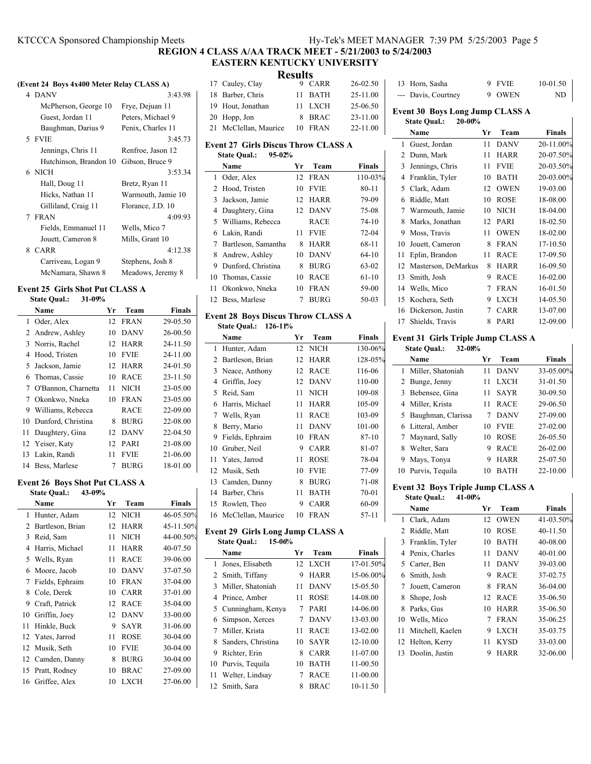# REGION 4 CLASS A/AA TRACK MEET - 5/21/2003 to 5/24/2003

## EASTERN KENTUCKY UNIVERSITY

## Results

### (Event 24 Boys 4x400 Meter Relay CLASS A)

| | Team | | Finals |
|---|---|---|---|
| 4 | DANV | | 3:43.98 |
| | McPherson, George 10 | Frye, Dejuan 11 | |
| | Guest, Jordan 11 | Peters, Michael 9 | |
| | Baughman, Darius 9 | Penix, Charles 11 | |
| 5 | FVIE | | 3:45.73 |
| | Jennings, Chris 11 | Renfroe, Jason 12 | |
| | Hutchinson, Brandon 10 | Gibson, Bruce 9 | |
| 6 | NICH | | 3:53.34 |
| | Hall, Doug 11 | Bretz, Ryan 11 | |
| | Hicks, Nathan 11 | Warmouth, Jamie 10 | |
| | Gilliland, Craig 11 | Florance, J.D. 10 | |
| 7 | FRAN | | 4:09.93 |
| | Fields, Emmanuel 11 | Wells, Mico 7 | |
| | Jouett, Cameron 8 | Mills, Grant 10 | |
| 8 | CARR | | 4:12.38 |
| | Carriveau, Logan 9 | Stephens, Josh 8 | |
| | McNamara, Shawn 8 | Meadows, Jeremy 8 | |

### Event 25 Girls Shot Put CLASS A

State Qual.: 31-09%

| | Name | Yr | Team | Finals |
|---|---|---|---|---|
| 1 | Oder, Alex | 12 | FRAN | 29-05.50 |
| 2 | Andrew, Ashley | 10 | DANV | 26-00.50 |
| 3 | Norris, Rachel | 12 | HARR | 24-11.50 |
| 4 | Hood, Tristen | 10 | FVIE | 24-11.00 |
| 5 | Jackson, Jamie | 12 | HARR | 24-01.50 |
| 6 | Thomas, Cassie | 10 | RACE | 23-11.50 |
| 7 | O'Bannon, Charnetta | 11 | NICH | 23-05.00 |
| 7 | Okonkwo, Nneka | 10 | FRAN | 23-05.00 |
| 9 | Williams, Rebecca | | RACE | 22-09.00 |
| 10 | Dunford, Christina | 8 | BURG | 22-08.00 |
| 11 | Daughtery, Gina | 12 | DANV | 22-04.50 |
| 12 | Yeiser, Katy | 12 | PARI | 21-08.00 |
| 13 | Lakin, Randi | 11 | FVIE | 21-06.00 |
| 14 | Bess, Marlese | 7 | BURG | 18-01.00 |

### Event 26 Boys Shot Put CLASS A

State Qual.: 43-09%

| | Name | Yr | Team | Finals |
|---|---|---|---|---|
| 1 | Hunter, Adam | 12 | NICH | 46-05.50% |
| 2 | Bartleson, Brian | 12 | HARR | 45-11.50% |
| 3 | Reid, Sam | 11 | NICH | 44-00.50% |
| 4 | Harris, Michael | 11 | HARR | 40-07.50 |
| 5 | Wells, Ryan | 11 | RACE | 39-06.00 |
| 6 | Moore, Jacob | 10 | DANV | 37-07.50 |
| 7 | Fields, Ephraim | 10 | FRAN | 37-04.00 |
| 8 | Cole, Derek | 10 | CARR | 37-01.00 |
| 9 | Craft, Patrick | 12 | RACE | 35-04.00 |
| 10 | Griffin, Joey | 12 | DANV | 33-00.00 |
| 11 | Hinkle, Buck | 9 | SAYR | 31-06.00 |
| 12 | Yates, Jarrod | 11 | ROSE | 30-04.00 |
| 12 | Musik, Seth | 10 | FVIE | 30-04.00 |
| 12 | Camden, Danny | 8 | BURG | 30-04.00 |
| 15 | Pratt, Rodney | 10 | BRAC | 27-09.00 |
| 16 | Griffee, Alex | 10 | LXCH | 27-06.00 |
| 17 | Cauley, Clay | 9 | CARR | 26-02.50 |
| 18 | Barber, Chris | 11 | BATH | 25-11.00 |
| 19 | Hout, Jonathan | 11 | LXCH | 25-06.50 |
| 20 | Hopp, Jon | 8 | BRAC | 23-11.00 |
| 21 | McClellan, Maurice | 10 | FRAN | 22-11.00 |

### Event 27 Girls Discus Throw CLASS A

State Qual.: 95-02%

| | Name | Yr | Team | Finals |
|---|---|---|---|---|
| 1 | Oder, Alex | 12 | FRAN | 110-03% |
| 2 | Hood, Tristen | 10 | FVIE | 80-11 |
| 3 | Jackson, Jamie | 12 | HARR | 79-09 |
| 4 | Daughtery, Gina | 12 | DANV | 75-08 |
| 5 | Williams, Rebecca | | RACE | 74-10 |
| 6 | Lakin, Randi | 11 | FVIE | 72-04 |
| 7 | Bartleson, Samantha | 8 | HARR | 68-11 |
| 8 | Andrew, Ashley | 10 | DANV | 64-10 |
| 9 | Dunford, Christina | 8 | BURG | 63-02 |
| 10 | Thomas, Cassie | 10 | RACE | 61-10 |
| 11 | Okonkwo, Nneka | 10 | FRAN | 59-00 |
| 12 | Bess, Marlese | 7 | BURG | 50-03 |

### Event 28 Boys Discus Throw CLASS A

State Qual.: 126-11%

| | Name | Yr | Team | Finals |
|---|---|---|---|---|
| 1 | Hunter, Adam | 12 | NICH | 130-06% |
| 2 | Bartleson, Brian | 12 | HARR | 128-05% |
| 3 | Neace, Anthony | 12 | RACE | 116-06 |
| 4 | Griffin, Joey | 12 | DANV | 110-00 |
| 5 | Reid, Sam | 11 | NICH | 109-08 |
| 6 | Harris, Michael | 11 | HARR | 105-09 |
| 7 | Wells, Ryan | 11 | RACE | 103-09 |
| 8 | Berry, Mario | 11 | DANV | 101-00 |
| 9 | Fields, Ephraim | 10 | FRAN | 87-10 |
| 10 | Gruber, Neil | 9 | CARR | 81-07 |
| 11 | Yates, Jarrod | 11 | ROSE | 78-04 |
| 12 | Musik, Seth | 10 | FVIE | 77-09 |
| 13 | Camden, Danny | 8 | BURG | 71-08 |
| 14 | Barber, Chris | 11 | BATH | 70-01 |
| 15 | Rowlett, Theo | 9 | CARR | 60-09 |
| 16 | McClellan, Maurice | 10 | FRAN | 57-11 |

### Event 29 Girls Long Jump CLASS A

State Qual.: 15-06%

| | Name | Yr | Team | Finals |
|---|---|---|---|---|
| 1 | Jones, Elisabeth | 12 | LXCH | 17-01.50% |
| 2 | Smith, Tiffany | 9 | HARR | 15-06.00% |
| 3 | Miller, Shatoniah | 11 | DANV | 15-05.50 |
| 4 | Prince, Amber | 11 | ROSE | 14-08.00 |
| 5 | Cunningham, Kenya | 7 | PARI | 14-06.00 |
| 6 | Simpson, Xerces | 7 | DANV | 13-03.00 |
| 7 | Miller, Krista | 11 | RACE | 13-02.00 |
| 8 | Sanders, Christina | 10 | SAYR | 12-10.00 |
| 9 | Richter, Erin | 8 | CARR | 11-07.00 |
| 10 | Purvis, Tequila | 10 | BATH | 11-00.50 |
| 11 | Welter, Lindsay | 7 | RACE | 11-00.00 |
| 12 | Smith, Sara | 8 | BRAC | 10-11.50 |
| 13 | Horn, Sasha | 9 | FVIE | 10-01.50 |
| --- | Davis, Courtney | 9 | OWEN | ND |

### Event 30 Boys Long Jump CLASS A

State Qual.: 20-00%

| | Name | Yr | Team | Finals |
|---|---|---|---|---|
| 1 | Guest, Jordan | 11 | DANV | 20-11.00% |
| 2 | Dunn, Mark | 11 | HARR | 20-07.50% |
| 3 | Jennings, Chris | 11 | FVIE | 20-03.50% |
| 4 | Franklin, Tyler | 10 | BATH | 20-03.00% |
| 5 | Clark, Adam | 12 | OWEN | 19-03.00 |
| 6 | Riddle, Matt | 10 | ROSE | 18-08.00 |
| 7 | Warmouth, Jamie | 10 | NICH | 18-04.00 |
| 8 | Marks, Jonathan | 12 | PARI | 18-02.50 |
| 9 | Moss, Travis | 11 | OWEN | 18-02.00 |
| 10 | Jouett, Cameron | 8 | FRAN | 17-10.50 |
| 11 | Eplin, Brandon | 11 | RACE | 17-09.50 |
| 12 | Masterson, DeMarkus | 8 | HARR | 16-09.50 |
| 13 | Smith, Josh | 9 | RACE | 16-02.00 |
| 14 | Wells, Mico | 7 | FRAN | 16-01.50 |
| 15 | Kochera, Seth | 9 | LXCH | 14-05.50 |
| 16 | Dickerson, Justin | 7 | CARR | 13-07.00 |
| 17 | Shields, Travis | 8 | PARI | 12-09.00 |

### Event 31 Girls Triple Jump CLASS A

State Qual.: 32-08%

| | Name | Yr | Team | Finals |
|---|---|---|---|---|
| 1 | Miller, Shatoniah | 11 | DANV | 33-05.00% |
| 2 | Bunge, Jenny | 11 | LXCH | 31-01.50 |
| 3 | Bebensee, Gina | 11 | SAYR | 30-09.50 |
| 4 | Miller, Krista | 11 | RACE | 29-06.50 |
| 5 | Baughman, Clarissa | 7 | DANV | 27-09.00 |
| 6 | Litteral, Amber | 10 | FVIE | 27-02.00 |
| 7 | Maynard, Sally | 10 | ROSE | 26-05.50 |
| 8 | Welter, Sara | 9 | RACE | 26-02.00 |
| 9 | Mays, Tonya | 9 | HARR | 25-07.50 |
| 10 | Purvis, Tequila | 10 | BATH | 22-10.00 |

### Event 32 Boys Triple Jump CLASS A

State Qual.: 41-00%

| | Name | Yr | Team | Finals |
|---|---|---|---|---|
| 1 | Clark, Adam | 12 | OWEN | 41-03.50% |
| 2 | Riddle, Matt | 10 | ROSE | 40-11.50 |
| 3 | Franklin, Tyler | 10 | BATH | 40-08.00 |
| 4 | Penix, Charles | 11 | DANV | 40-01.00 |
| 5 | Carter, Ben | 11 | DANV | 39-03.00 |
| 6 | Smith, Josh | 9 | RACE | 37-02.75 |
| 7 | Jouett, Cameron | 8 | FRAN | 36-04.00 |
| 8 | Shope, Josh | 12 | RACE | 35-06.50 |
| 8 | Parks, Gus | 10 | HARR | 35-06.50 |
| 10 | Wells, Mico | 7 | FRAN | 35-06.25 |
| 11 | Mitchell, Kaelen | 9 | LXCH | 35-03.75 |
| 12 | Helton, Kerry | 11 | KYSD | 33-03.00 |
| 13 | Doolin, Justin | 9 | HARR | 32-06.00 |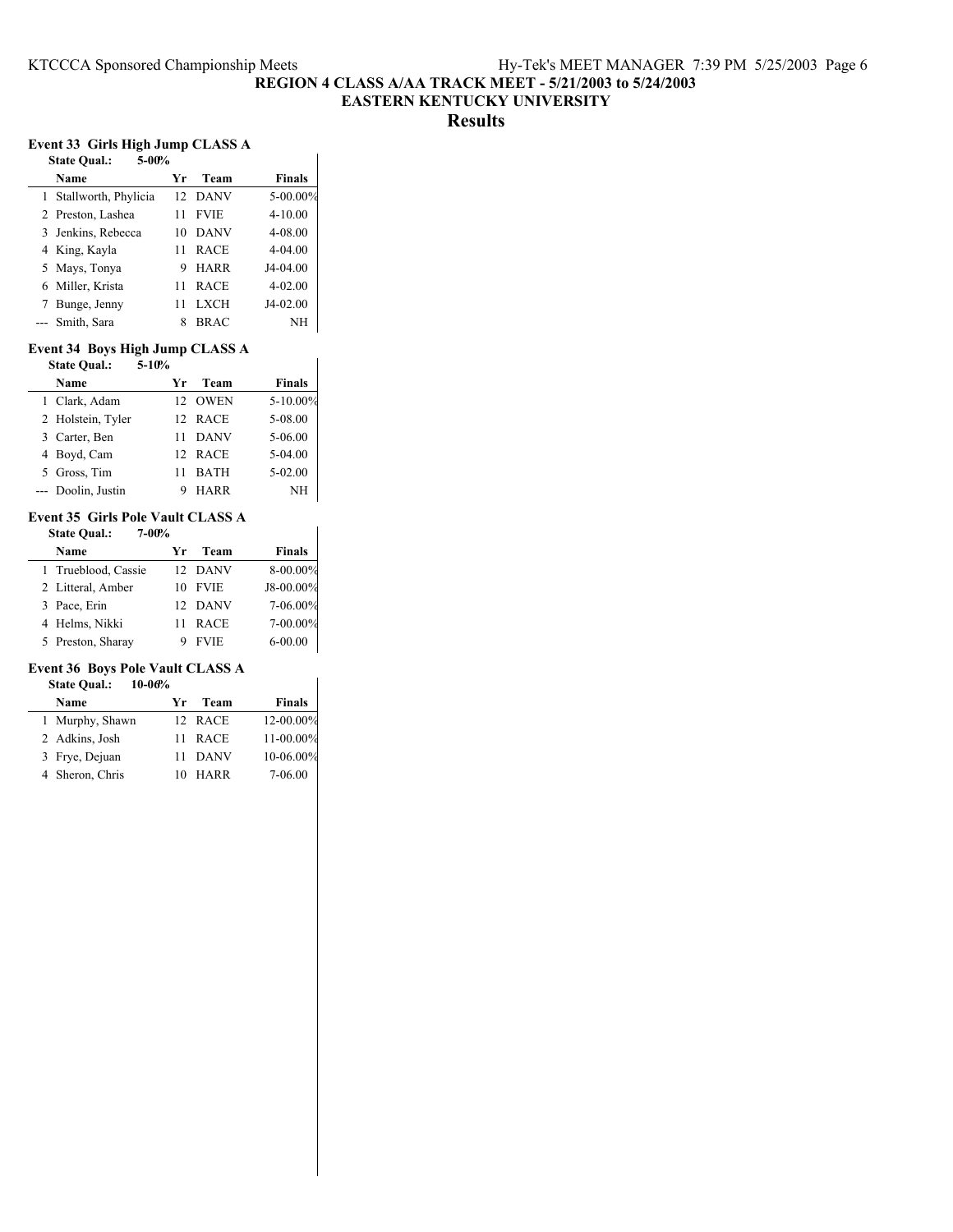**REGION 4 CLASS A/AA TRACK MEET - 5/21/2003 to 5/24/2003**
**EASTERN KENTUCKY UNIVERSITY**

# Results

### Event 33 Girls High Jump CLASS A

**State Qual.: 5-00%**

| | Name | Yr | Team | Finals |
|---|---|---|---|---|
| 1 | Stallworth, Phylicia | 12 | DANV | 5-00.00% |
| 2 | Preston, Lashea | 11 | FVIE | 4-10.00 |
| 3 | Jenkins, Rebecca | 10 | DANV | 4-08.00 |
| 4 | King, Kayla | 11 | RACE | 4-04.00 |
| 5 | Mays, Tonya | 9 | HARR | J4-04.00 |
| 6 | Miller, Krista | 11 | RACE | 4-02.00 |
| 7 | Bunge, Jenny | 11 | LXCH | J4-02.00 |
| --- | Smith, Sara | 8 | BRAC | NH |

### Event 34 Boys High Jump CLASS A

**State Qual.: 5-10%**

| | Name | Yr | Team | Finals |
|---|---|---|---|---|
| 1 | Clark, Adam | 12 | OWEN | 5-10.00% |
| 2 | Holstein, Tyler | 12 | RACE | 5-08.00 |
| 3 | Carter, Ben | 11 | DANV | 5-06.00 |
| 4 | Boyd, Cam | 12 | RACE | 5-04.00 |
| 5 | Gross, Tim | 11 | BATH | 5-02.00 |
| --- | Doolin, Justin | 9 | HARR | NH |

### Event 35 Girls Pole Vault CLASS A

**State Qual.: 7-00%**

| | Name | Yr | Team | Finals |
|---|---|---|---|---|
| 1 | Trueblood, Cassie | 12 | DANV | 8-00.00% |
| 2 | Litteral, Amber | 10 | FVIE | J8-00.00% |
| 3 | Pace, Erin | 12 | DANV | 7-06.00% |
| 4 | Helms, Nikki | 11 | RACE | 7-00.00% |
| 5 | Preston, Sharay | 9 | FVIE | 6-00.00 |

### Event 36 Boys Pole Vault CLASS A

**State Qual.: 10-06%**

| | Name | Yr | Team | Finals |
|---|---|---|---|---|
| 1 | Murphy, Shawn | 12 | RACE | 12-00.00% |
| 2 | Adkins, Josh | 11 | RACE | 11-00.00% |
| 3 | Frye, Dejuan | 11 | DANV | 10-06.00% |
| 4 | Sheron, Chris | 10 | HARR | 7-06.00 |